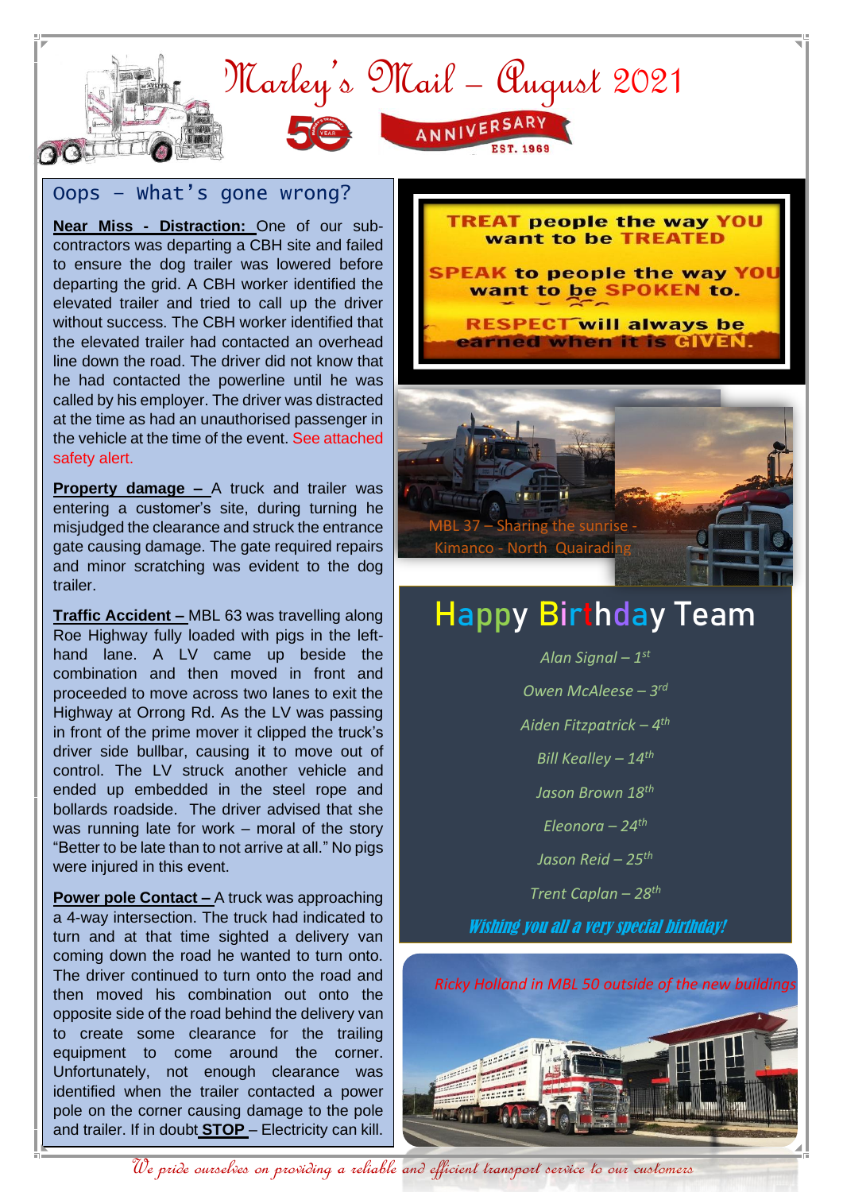# Marley's Mail – August 2021

50 YEAR ANNIVERSARY EST. 1969

## Oops – What's gone wrong?

**Near Miss - Distraction:** One of our sub-contractors was departing a CBH site and failed to ensure the dog trailer was lowered before departing the grid. A CBH worker identified the elevated trailer and tried to call up the driver without success. The CBH worker identified that the elevated trailer had contacted an overhead line down the road. The driver did not know that he had contacted the powerline until he was called by his employer. The driver was distracted at the time as had an unauthorised passenger in the vehicle at the time of the event. See attached safety alert.

**Property damage –** A truck and trailer was entering a customer's site, during turning he misjudged the clearance and struck the entrance gate causing damage. The gate required repairs and minor scratching was evident to the dog trailer.

**Traffic Accident –** MBL 63 was travelling along Roe Highway fully loaded with pigs in the left-hand lane. A LV came up beside the combination and then moved in front and proceeded to move across two lanes to exit the Highway at Orrong Rd. As the LV was passing in front of the prime mover it clipped the truck's driver side bullbar, causing it to move out of control. The LV struck another vehicle and ended up embedded in the steel rope and bollards roadside. The driver advised that she was running late for work – moral of the story "Better to be late than to not arrive at all." No pigs were injured in this event.

**Power pole Contact –** A truck was approaching a 4-way intersection. The truck had indicated to turn and at that time sighted a delivery van coming down the road he wanted to turn onto. The driver continued to turn onto the road and then moved his combination out onto the opposite side of the road behind the delivery van to create some clearance for the trailing equipment to come around the corner. Unfortunately, not enough clearance was identified when the trailer contacted a power pole on the corner causing damage to the pole and trailer. If in doubt **STOP** – Electricity can kill.

**TREAT** people the way **YOU** want to be **TREATED**

**SPEAK** to people the way **YOU** want to be **SPOKEN** to.

**RESPECT** will always be earned when it is **GIVEN**.

MBL 37 – Sharing the sunrise - Kimanco - North Quairading

## Happy Birthday Team

*Alan Signal – 1st*

*Owen McAleese – 3rd*

*Aiden Fitzpatrick – 4th*

*Bill Kealley – 14th*

*Jason Brown 18th*

*Eleonora – 24th*

*Jason Reid – 25th*

*Trent Caplan – 28th*

***Wishing you all a very special birthday!***

*Ricky Holland in MBL 50 outside of the new buildings*

*We pride ourselves on providing a reliable and efficient transport service to our customers*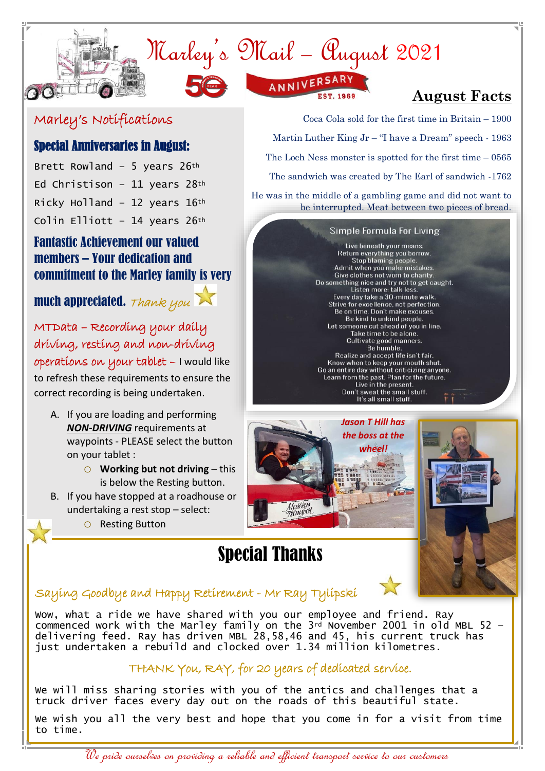# Marley's Mail – August 2021

ANNIVERSARY
EST. 1969

## Marley's Notifications

### Special Anniversaries in August:

Brett Rowland – 5 years 26th
Ed Christison – 11 years 28th
Ricky Holland – 12 years 16th
Colin Elliott – 14 years 26th

**Fantastic Achievement our valued members – Your dedication and commitment to the Marley family is very much appreciated.** *Thank you*

**MTData – Recording your daily driving, resting and non-driving operations on your tablet** – I would like to refresh these requirements to ensure the correct recording is being undertaken.

A. If you are loading and performing ***NON-DRIVING*** requirements at waypoints - PLEASE select the button on your tablet :
   - **Working but not driving** – this is below the Resting button.

B. If you have stopped at a roadhouse or undertaking a rest stop – select:
   - Resting Button

## August Facts

Coca Cola sold for the first time in Britain – 1900

Martin Luther King Jr – "I have a Dream" speech - 1963

The Loch Ness monster is spotted for the first time – 0565

The sandwich was created by The Earl of sandwich -1762

He was in the middle of a gambling game and did not want to be interrupted. Meat between two pieces of bread.

### Simple Formula For Living

Live beneath your means.
Return everything you borrow.
Stop blaming people.
Admit when you make mistakes.
Give clothes not worn to charity.
Do something nice and try not to get caught.
Listen more; talk less.
Every day take a 30-minute walk.
Strive for excellence, not perfection.
Be on time. Don't make excuses.
Be kind to unkind people.
Let someone cut ahead of you in line.
Take time to be alone.
Cultivate good manners.
Be humble.
Realize and accept life isn't fair.
Know when to keep your mouth shut.
Go an entire day without criticizing anyone.
Learn from the past. Plan for the future.
Live in the present.
Don't sweat the small stuff.
It's all small stuff.

***Jason T Hill has the boss at the wheel!***

## Special Thanks

### Saying Goodbye and Happy Retirement - Mr Ray Tylipski

Wow, what a ride we have shared with you our employee and friend. Ray commenced work with the Marley family on the 3rd November 2001 in old MBL 52 – delivering feed. Ray has driven MBL 28,58,46 and 45, his current truck has just undertaken a rebuild and clocked over 1.34 million kilometres.

THANK You, RAY, for 20 years of dedicated service.

We will miss sharing stories with you of the antics and challenges that a truck driver faces every day out on the roads of this beautiful state.

We wish you all the very best and hope that you come in for a visit from time to time.

*We pride ourselves on providing a reliable and efficient transport service to our customers*